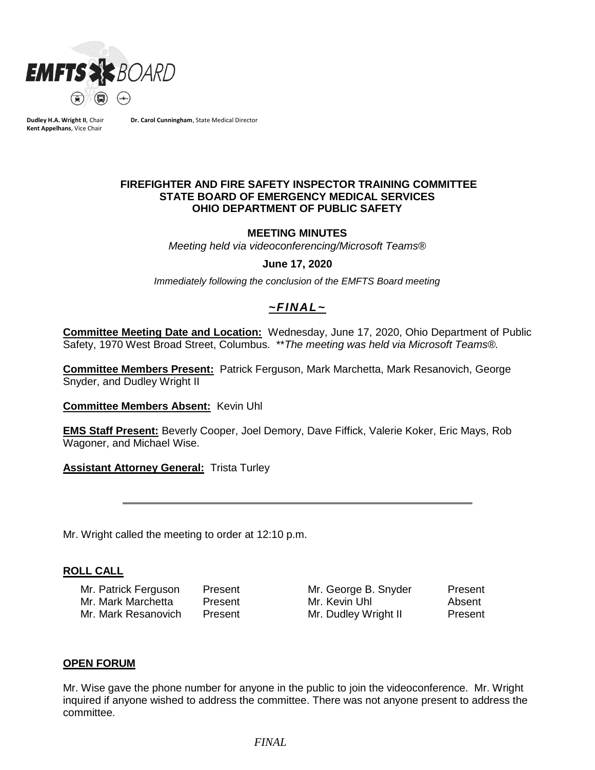**Dudley H.A. Wright II**, Chair **Dr. Carol Cunningham**, State Medical Director
**Kent Appelhans**, Vice Chair

**FIREFIGHTER AND FIRE SAFETY INSPECTOR TRAINING COMMITTEE**
**STATE BOARD OF EMERGENCY MEDICAL SERVICES**
**OHIO DEPARTMENT OF PUBLIC SAFETY**

**MEETING MINUTES**

*Meeting held via videoconferencing/Microsoft Teams®*

**June 17, 2020**

*Immediately following the conclusion of the EMFTS Board meeting*

***~FINAL~***

**Committee Meeting Date and Location:** Wednesday, June 17, 2020, Ohio Department of Public Safety, 1970 West Broad Street, Columbus. *\*\*The meeting was held via Microsoft Teams®.*

**Committee Members Present:** Patrick Ferguson, Mark Marchetta, Mark Resanovich, George Snyder, and Dudley Wright II

**Committee Members Absent:** Kevin Uhl

**EMS Staff Present:** Beverly Cooper, Joel Demory, Dave Fiffick, Valerie Koker, Eric Mays, Rob Wagoner, and Michael Wise.

**Assistant Attorney General:** Trista Turley

---

Mr. Wright called the meeting to order at 12:10 p.m.

## ROLL CALL

| | | | |
|---|---|---|---|
| Mr. Patrick Ferguson | Present | Mr. George B. Snyder | Present |
| Mr. Mark Marchetta | Present | Mr. Kevin Uhl | Absent |
| Mr. Mark Resanovich | Present | Mr. Dudley Wright II | Present |

## OPEN FORUM

Mr. Wise gave the phone number for anyone in the public to join the videoconference. Mr. Wright inquired if anyone wished to address the committee. There was not anyone present to address the committee.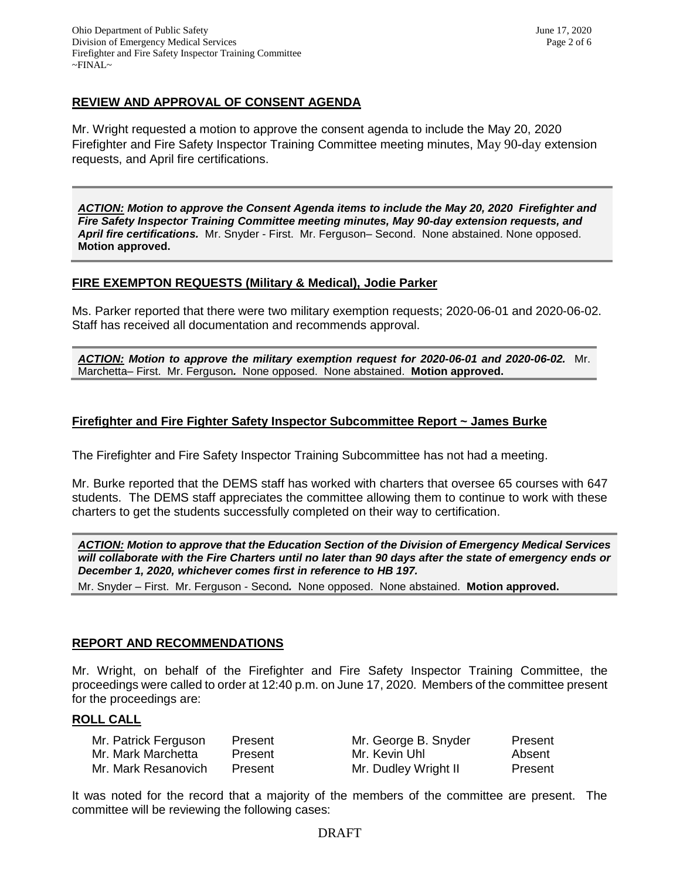## REVIEW AND APPROVAL OF CONSENT AGENDA

Mr. Wright requested a motion to approve the consent agenda to include the May 20, 2020 Firefighter and Fire Safety Inspector Training Committee meeting minutes, May 90-day extension requests, and April fire certifications.

***ACTION:* Motion to approve the Consent Agenda items to include the May 20, 2020 Firefighter and Fire Safety Inspector Training Committee meeting minutes, May 90-day extension requests, and April fire certifications.** Mr. Snyder - First. Mr. Ferguson– Second. None abstained. None opposed. **Motion approved.**

## FIRE EXEMPTON REQUESTS (Military & Medical), Jodie Parker

Ms. Parker reported that there were two military exemption requests; 2020-06-01 and 2020-06-02. Staff has received all documentation and recommends approval.

***ACTION:* Motion to approve the military exemption request for 2020-06-01 and 2020-06-02.** Mr. Marchetta– First. Mr. Ferguson. None opposed. None abstained. **Motion approved.**

## Firefighter and Fire Fighter Safety Inspector Subcommittee Report ~ James Burke

The Firefighter and Fire Safety Inspector Training Subcommittee has not had a meeting.

Mr. Burke reported that the DEMS staff has worked with charters that oversee 65 courses with 647 students. The DEMS staff appreciates the committee allowing them to continue to work with these charters to get the students successfully completed on their way to certification.

***ACTION:* Motion to approve that the Education Section of the Division of Emergency Medical Services will collaborate with the Fire Charters until no later than 90 days after the state of emergency ends or December 1, 2020, whichever comes first in reference to HB 197.**

Mr. Snyder – First. Mr. Ferguson - Second. None opposed. None abstained. **Motion approved.**

## REPORT AND RECOMMENDATIONS

Mr. Wright, on behalf of the Firefighter and Fire Safety Inspector Training Committee, the proceedings were called to order at 12:40 p.m. on June 17, 2020. Members of the committee present for the proceedings are:

## ROLL CALL

| | | | |
|---|---|---|---|
| Mr. Patrick Ferguson | Present | Mr. George B. Snyder | Present |
| Mr. Mark Marchetta | Present | Mr. Kevin Uhl | Absent |
| Mr. Mark Resanovich | Present | Mr. Dudley Wright II | Present |

It was noted for the record that a majority of the members of the committee are present. The committee will be reviewing the following cases:

DRAFT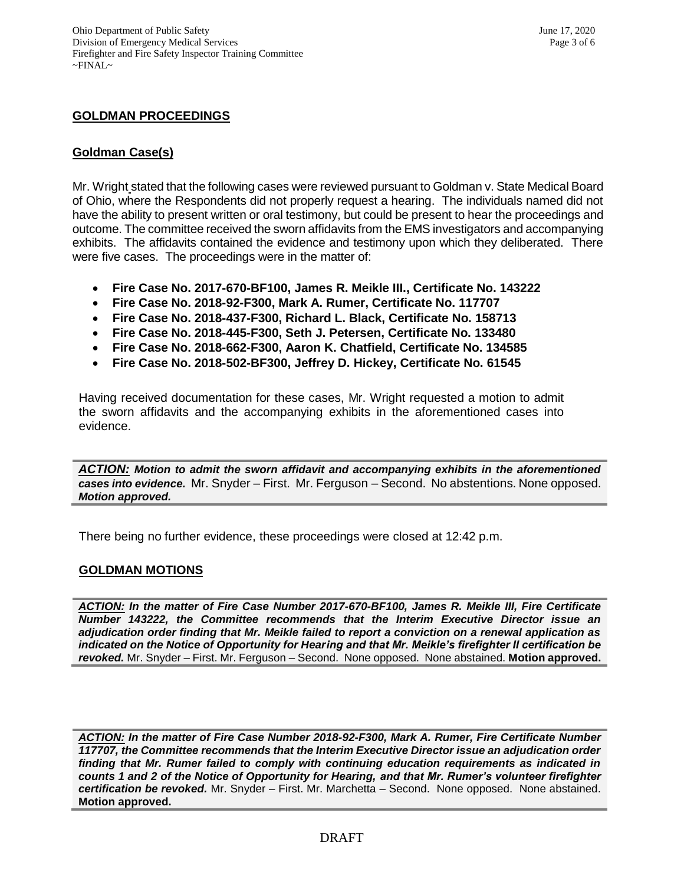## GOLDMAN PROCEEDINGS

### Goldman Case(s)

Mr. Wright stated that the following cases were reviewed pursuant to Goldman v. State Medical Board of Ohio, where the Respondents did not properly request a hearing. The individuals named did not have the ability to present written or oral testimony, but could be present to hear the proceedings and outcome. The committee received the sworn affidavits from the EMS investigators and accompanying exhibits. The affidavits contained the evidence and testimony upon which they deliberated. There were five cases. The proceedings were in the matter of:

- **Fire Case No. 2017-670-BF100, James R. Meikle III., Certificate No. 143222**
- **Fire Case No. 2018-92-F300, Mark A. Rumer, Certificate No. 117707**
- **Fire Case No. 2018-437-F300, Richard L. Black, Certificate No. 158713**
- **Fire Case No. 2018-445-F300, Seth J. Petersen, Certificate No. 133480**
- **Fire Case No. 2018-662-F300, Aaron K. Chatfield, Certificate No. 134585**
- **Fire Case No. 2018-502-BF300, Jeffrey D. Hickey, Certificate No. 61545**

Having received documentation for these cases, Mr. Wright requested a motion to admit the sworn affidavits and the accompanying exhibits in the aforementioned cases into evidence.

***ACTION:*** ***Motion to admit the sworn affidavit and accompanying exhibits in the aforementioned cases into evidence.*** Mr. Snyder – First. Mr. Ferguson – Second. No abstentions. None opposed. ***Motion approved.***

There being no further evidence, these proceedings were closed at 12:42 p.m.

## GOLDMAN MOTIONS

***ACTION: In the matter of Fire Case Number 2017-670-BF100, James R. Meikle III, Fire Certificate Number 143222, the Committee recommends that the Interim Executive Director issue an adjudication order finding that Mr. Meikle failed to report a conviction on a renewal application as indicated on the Notice of Opportunity for Hearing and that Mr. Meikle's firefighter II certification be revoked.*** Mr. Snyder – First. Mr. Ferguson – Second. None opposed. None abstained. **Motion approved.**

***ACTION: In the matter of Fire Case Number 2018-92-F300, Mark A. Rumer, Fire Certificate Number 117707, the Committee recommends that the Interim Executive Director issue an adjudication order finding that Mr. Rumer failed to comply with continuing education requirements as indicated in counts 1 and 2 of the Notice of Opportunity for Hearing, and that Mr. Rumer's volunteer firefighter certification be revoked.*** Mr. Snyder – First. Mr. Marchetta – Second. None opposed. None abstained. **Motion approved.**

DRAFT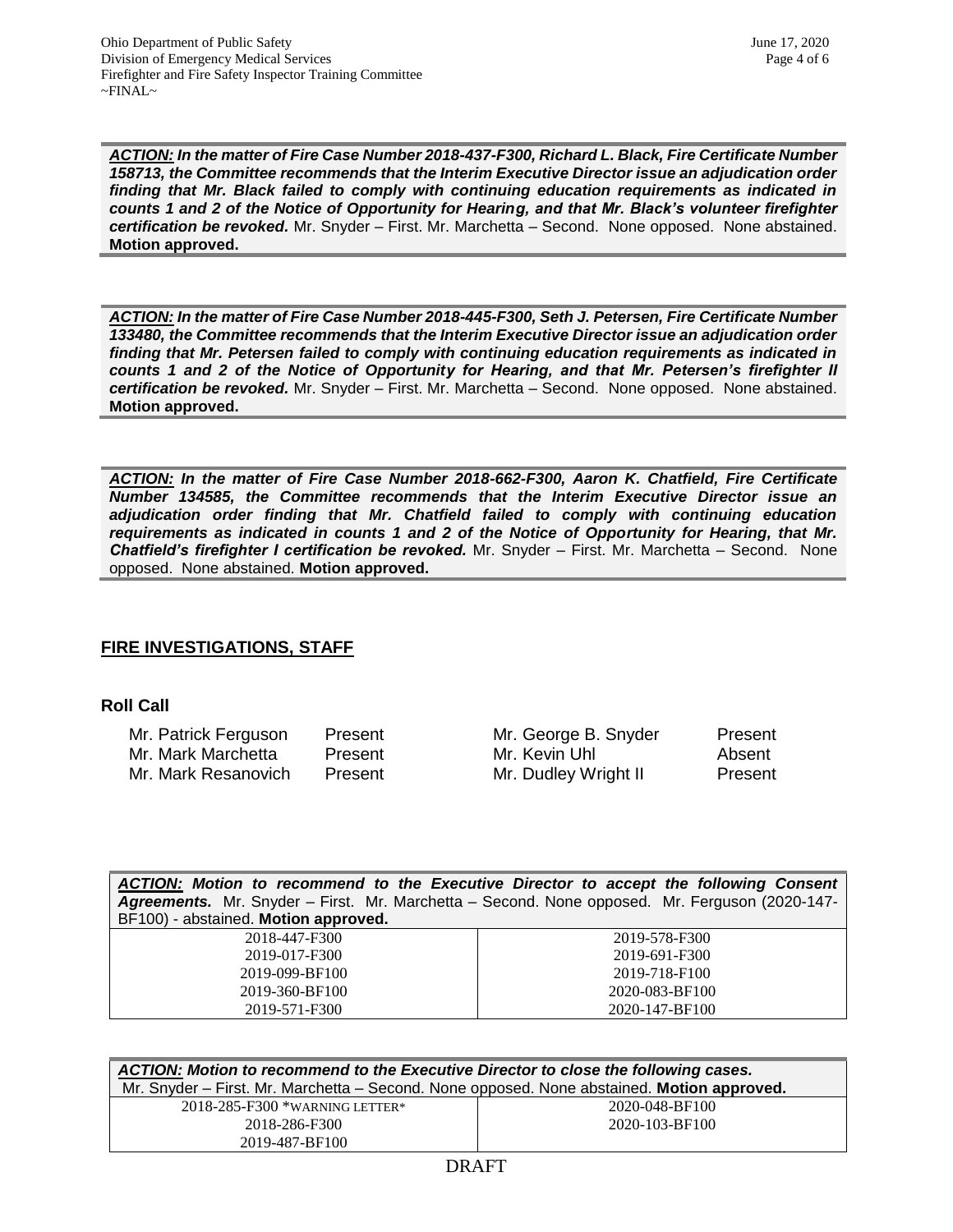***ACTION:*** ***In the matter of Fire Case Number 2018-437-F300, Richard L. Black, Fire Certificate Number 158713, the Committee recommends that the Interim Executive Director issue an adjudication order finding that Mr. Black failed to comply with continuing education requirements as indicated in counts 1 and 2 of the Notice of Opportunity for Hearing, and that Mr. Black's volunteer firefighter certification be revoked.*** Mr. Snyder – First. Mr. Marchetta – Second. None opposed. None abstained. **Motion approved.**

***ACTION:*** ***In the matter of Fire Case Number 2018-445-F300, Seth J. Petersen, Fire Certificate Number 133480, the Committee recommends that the Interim Executive Director issue an adjudication order finding that Mr. Petersen failed to comply with continuing education requirements as indicated in counts 1 and 2 of the Notice of Opportunity for Hearing, and that Mr. Petersen's firefighter II certification be revoked.*** Mr. Snyder – First. Mr. Marchetta – Second. None opposed. None abstained. **Motion approved.**

***ACTION:*** ***In the matter of Fire Case Number 2018-662-F300, Aaron K. Chatfield, Fire Certificate Number 134585, the Committee recommends that the Interim Executive Director issue an adjudication order finding that Mr. Chatfield failed to comply with continuing education requirements as indicated in counts 1 and 2 of the Notice of Opportunity for Hearing, that Mr. Chatfield's firefighter I certification be revoked.*** Mr. Snyder – First. Mr. Marchetta – Second. None opposed. None abstained. **Motion approved.**

## FIRE INVESTIGATIONS, STAFF

### Roll Call

| | | | |
|---|---|---|---|
| Mr. Patrick Ferguson | Present | Mr. George B. Snyder | Present |
| Mr. Mark Marchetta | Present | Mr. Kevin Uhl | Absent |
| Mr. Mark Resanovich | Present | Mr. Dudley Wright II | Present |

***ACTION:*** ***Motion to recommend to the Executive Director to accept the following Consent Agreements.*** Mr. Snyder – First. Mr. Marchetta – Second. None opposed. Mr. Ferguson (2020-147-BF100) - abstained. **Motion approved.**

| | |
|---|---|
| 2018-447-F300 | 2019-578-F300 |
| 2019-017-F300 | 2019-691-F300 |
| 2019-099-BF100 | 2019-718-F100 |
| 2019-360-BF100 | 2020-083-BF100 |
| 2019-571-F300 | 2020-147-BF100 |

***ACTION:*** ***Motion to recommend to the Executive Director to close the following cases.***
Mr. Snyder – First. Mr. Marchetta – Second. None opposed. None abstained. **Motion approved.**

| | |
|---|---|
| 2018-285-F300 *WARNING LETTER* | 2020-048-BF100 |
| 2018-286-F300 | 2020-103-BF100 |
| 2019-487-BF100 | |

DRAFT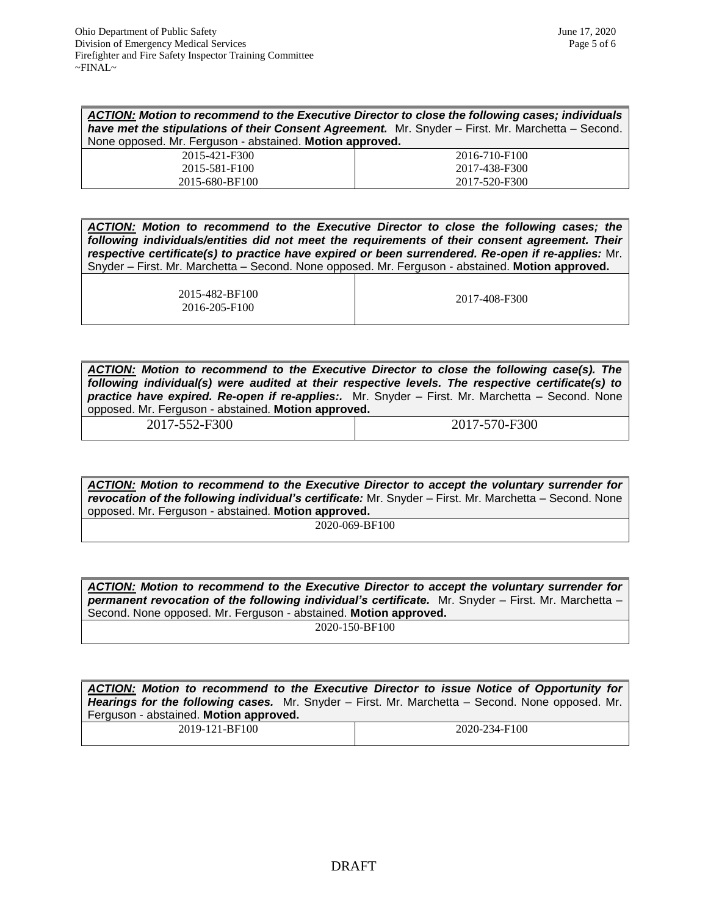| ***ACTION:*** ***Motion to recommend to the Executive Director to close the following cases; individuals have met the stipulations of their Consent Agreement.*** Mr. Snyder – First. Mr. Marchetta – Second. None opposed. Mr. Ferguson - abstained. **Motion approved.** | |
|---|---|
| 2015-421-F300<br>2015-581-F100<br>2015-680-BF100 | 2016-710-F100<br>2017-438-F300<br>2017-520-F300 |

| ***ACTION:*** ***Motion to recommend to the Executive Director to close the following cases; the following individuals/entities did not meet the requirements of their consent agreement. Their respective certificate(s) to practice have expired or been surrendered. Re-open if re-applies:*** Mr. Snyder – First. Mr. Marchetta – Second. None opposed. Mr. Ferguson - abstained. **Motion approved.** | |
|---|---|
| 2015-482-BF100<br>2016-205-F100 | 2017-408-F300 |

| ***ACTION:*** ***Motion to recommend to the Executive Director to close the following case(s). The following individual(s) were audited at their respective levels. The respective certificate(s) to practice have expired. Re-open if re-applies:.*** Mr. Snyder – First. Mr. Marchetta – Second. None opposed. Mr. Ferguson - abstained. **Motion approved.** | |
|---|---|
| 2017-552-F300 | 2017-570-F300 |

| ***ACTION:*** ***Motion to recommend to the Executive Director to accept the voluntary surrender for revocation of the following individual's certificate:*** Mr. Snyder – First. Mr. Marchetta – Second. None opposed. Mr. Ferguson - abstained. **Motion approved.** |
|---|
| 2020-069-BF100 |

| ***ACTION:*** ***Motion to recommend to the Executive Director to accept the voluntary surrender for permanent revocation of the following individual's certificate.*** Mr. Snyder – First. Mr. Marchetta – Second. None opposed. Mr. Ferguson - abstained. **Motion approved.** |
|---|
| 2020-150-BF100 |

| ***ACTION:*** ***Motion to recommend to the Executive Director to issue Notice of Opportunity for Hearings for the following cases.*** Mr. Snyder – First. Mr. Marchetta – Second. None opposed. Mr. Ferguson - abstained. **Motion approved.** | |
|---|---|
| 2019-121-BF100 | 2020-234-F100 |

DRAFT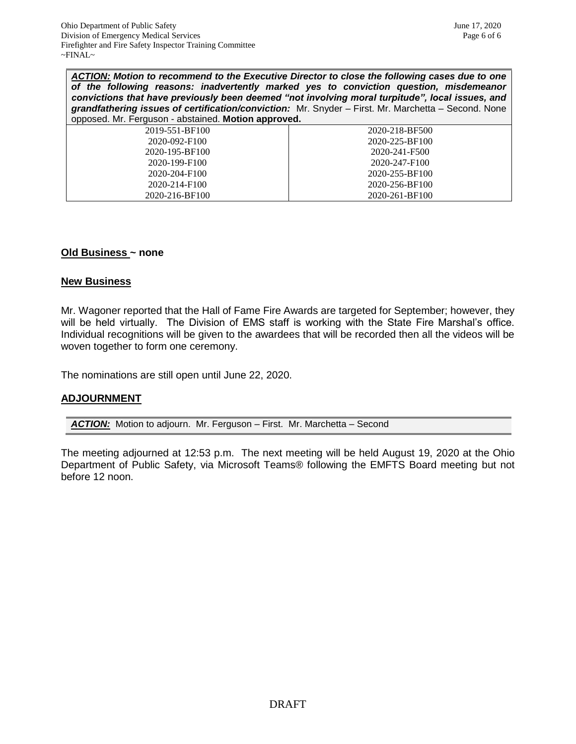***ACTION:* Motion to recommend to the Executive Director to close the following cases due to one of the following reasons: inadvertently marked yes to conviction question, misdemeanor convictions that have previously been deemed "not involving moral turpitude", local issues, and grandfathering issues of certification/conviction:** Mr. Snyder – First. Mr. Marchetta – Second. None opposed. Mr. Ferguson - abstained. **Motion approved.**

| | |
|---|---|
| 2019-551-BF100 | 2020-218-BF500 |
| 2020-092-F100 | 2020-225-BF100 |
| 2020-195-BF100 | 2020-241-F500 |
| 2020-199-F100 | 2020-247-F100 |
| 2020-204-F100 | 2020-255-BF100 |
| 2020-214-F100 | 2020-256-BF100 |
| 2020-216-BF100 | 2020-261-BF100 |

## Old Business ~ none

## New Business

Mr. Wagoner reported that the Hall of Fame Fire Awards are targeted for September; however, they will be held virtually. The Division of EMS staff is working with the State Fire Marshal's office. Individual recognitions will be given to the awardees that will be recorded then all the videos will be woven together to form one ceremony.

The nominations are still open until June 22, 2020.

## ADJOURNMENT

***ACTION:*** Motion to adjourn. Mr. Ferguson – First. Mr. Marchetta – Second

The meeting adjourned at 12:53 p.m. The next meeting will be held August 19, 2020 at the Ohio Department of Public Safety, via Microsoft Teams® following the EMFTS Board meeting but not before 12 noon.

DRAFT